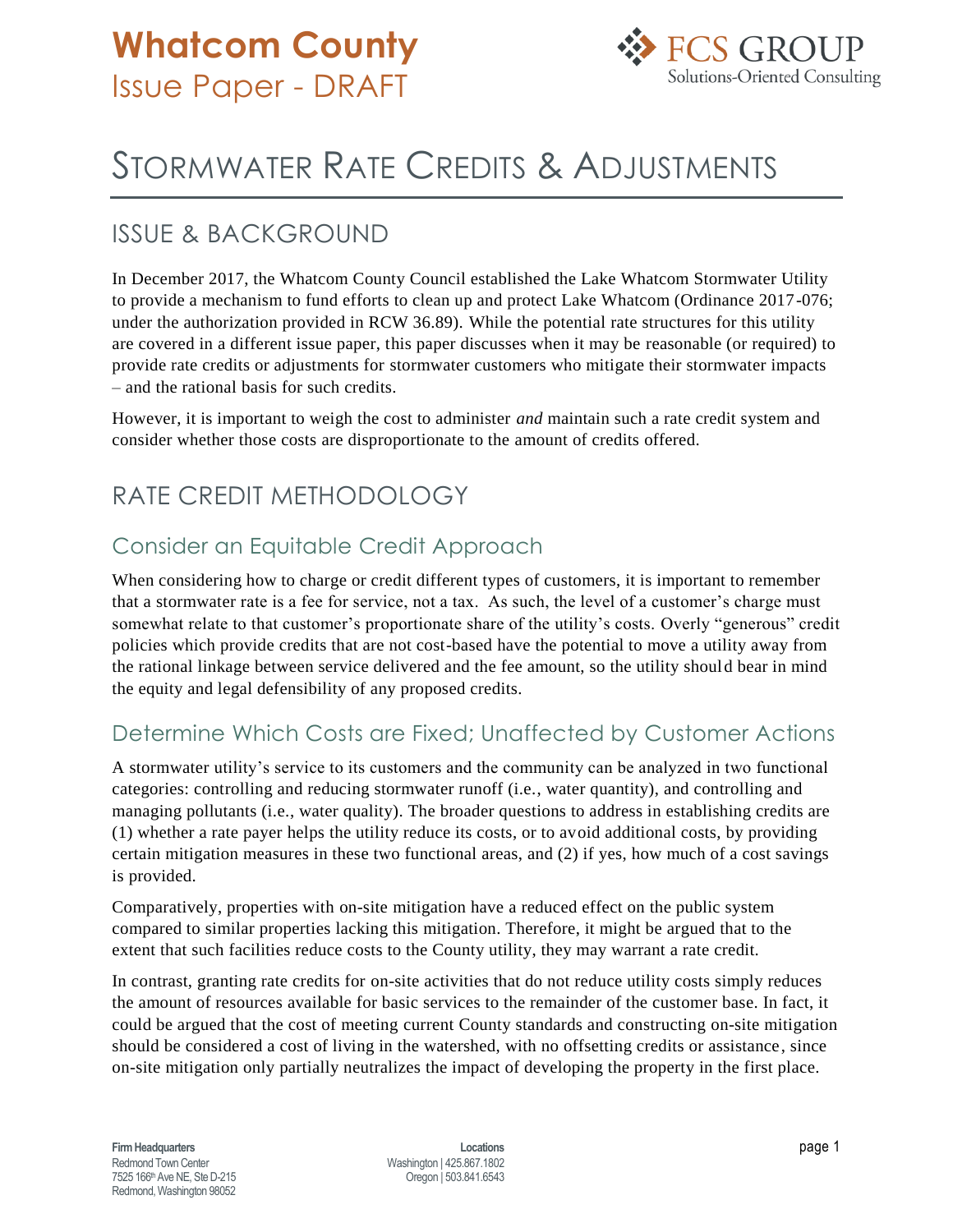# Whatcom County
Issue Paper - DRAFT

FCS GROUP
Solutions-Oriented Consulting

# STORMWATER RATE CREDITS & ADJUSTMENTS

## ISSUE & BACKGROUND

In December 2017, the Whatcom County Council established the Lake Whatcom Stormwater Utility to provide a mechanism to fund efforts to clean up and protect Lake Whatcom (Ordinance 2017-076; under the authorization provided in RCW 36.89). While the potential rate structures for this utility are covered in a different issue paper, this paper discusses when it may be reasonable (or required) to provide rate credits or adjustments for stormwater customers who mitigate their stormwater impacts – and the rational basis for such credits.

However, it is important to weigh the cost to administer *and* maintain such a rate credit system and consider whether those costs are disproportionate to the amount of credits offered.

## RATE CREDIT METHODOLOGY

### Consider an Equitable Credit Approach

When considering how to charge or credit different types of customers, it is important to remember that a stormwater rate is a fee for service, not a tax. As such, the level of a customer's charge must somewhat relate to that customer's proportionate share of the utility's costs. Overly "generous" credit policies which provide credits that are not cost-based have the potential to move a utility away from the rational linkage between service delivered and the fee amount, so the utility should bear in mind the equity and legal defensibility of any proposed credits.

### Determine Which Costs are Fixed; Unaffected by Customer Actions

A stormwater utility's service to its customers and the community can be analyzed in two functional categories: controlling and reducing stormwater runoff (i.e., water quantity), and controlling and managing pollutants (i.e., water quality). The broader questions to address in establishing credits are (1) whether a rate payer helps the utility reduce its costs, or to avoid additional costs, by providing certain mitigation measures in these two functional areas, and (2) if yes, how much of a cost savings is provided.

Comparatively, properties with on-site mitigation have a reduced effect on the public system compared to similar properties lacking this mitigation. Therefore, it might be argued that to the extent that such facilities reduce costs to the County utility, they may warrant a rate credit.

In contrast, granting rate credits for on-site activities that do not reduce utility costs simply reduces the amount of resources available for basic services to the remainder of the customer base. In fact, it could be argued that the cost of meeting current County standards and constructing on-site mitigation should be considered a cost of living in the watershed, with no offsetting credits or assistance, since on-site mitigation only partially neutralizes the impact of developing the property in the first place.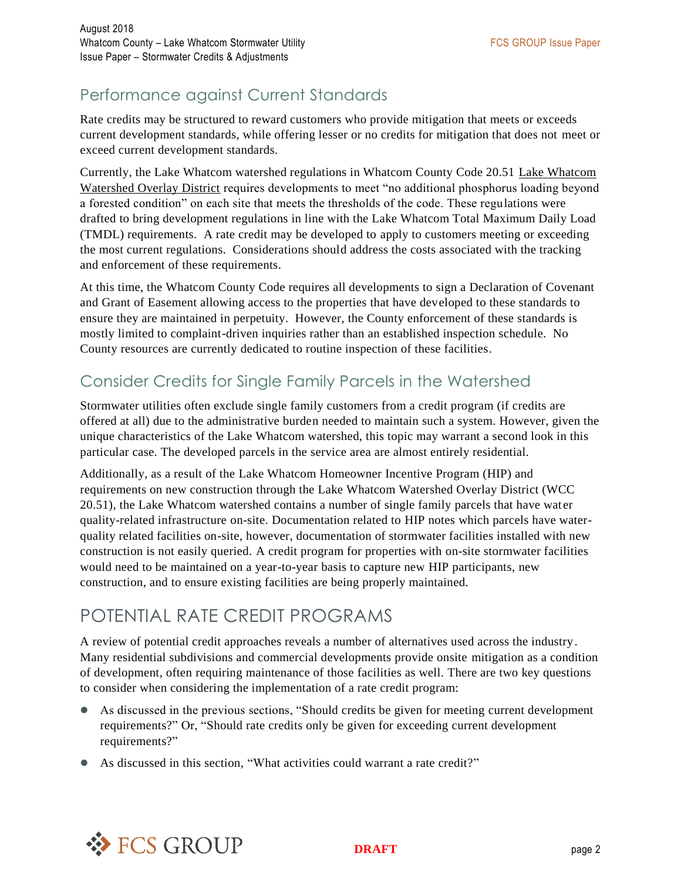## Performance against Current Standards

Rate credits may be structured to reward customers who provide mitigation that meets or exceeds current development standards, while offering lesser or no credits for mitigation that does not meet or exceed current development standards.

Currently, the Lake Whatcom watershed regulations in Whatcom County Code 20.51 Lake Whatcom Watershed Overlay District requires developments to meet "no additional phosphorus loading beyond a forested condition" on each site that meets the thresholds of the code. These regulations were drafted to bring development regulations in line with the Lake Whatcom Total Maximum Daily Load (TMDL) requirements. A rate credit may be developed to apply to customers meeting or exceeding the most current regulations. Considerations should address the costs associated with the tracking and enforcement of these requirements.

At this time, the Whatcom County Code requires all developments to sign a Declaration of Covenant and Grant of Easement allowing access to the properties that have developed to these standards to ensure they are maintained in perpetuity. However, the County enforcement of these standards is mostly limited to complaint-driven inquiries rather than an established inspection schedule. No County resources are currently dedicated to routine inspection of these facilities.

## Consider Credits for Single Family Parcels in the Watershed

Stormwater utilities often exclude single family customers from a credit program (if credits are offered at all) due to the administrative burden needed to maintain such a system. However, given the unique characteristics of the Lake Whatcom watershed, this topic may warrant a second look in this particular case. The developed parcels in the service area are almost entirely residential.

Additionally, as a result of the Lake Whatcom Homeowner Incentive Program (HIP) and requirements on new construction through the Lake Whatcom Watershed Overlay District (WCC 20.51), the Lake Whatcom watershed contains a number of single family parcels that have water quality-related infrastructure on-site. Documentation related to HIP notes which parcels have water-quality related facilities on-site, however, documentation of stormwater facilities installed with new construction is not easily queried. A credit program for properties with on-site stormwater facilities would need to be maintained on a year-to-year basis to capture new HIP participants, new construction, and to ensure existing facilities are being properly maintained.

# POTENTIAL RATE CREDIT PROGRAMS

A review of potential credit approaches reveals a number of alternatives used across the industry. Many residential subdivisions and commercial developments provide onsite mitigation as a condition of development, often requiring maintenance of those facilities as well. There are two key questions to consider when considering the implementation of a rate credit program:

- As discussed in the previous sections, "Should credits be given for meeting current development requirements?" Or, "Should rate credits only be given for exceeding current development requirements?"
- As discussed in this section, "What activities could warrant a rate credit?"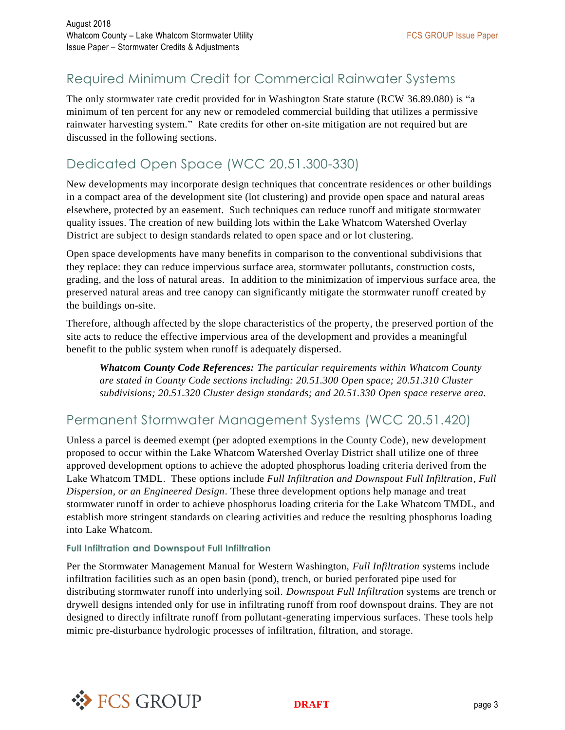## Required Minimum Credit for Commercial Rainwater Systems

The only stormwater rate credit provided for in Washington State statute (RCW 36.89.080) is "a minimum of ten percent for any new or remodeled commercial building that utilizes a permissive rainwater harvesting system." Rate credits for other on-site mitigation are not required but are discussed in the following sections.

## Dedicated Open Space (WCC 20.51.300-330)

New developments may incorporate design techniques that concentrate residences or other buildings in a compact area of the development site (lot clustering) and provide open space and natural areas elsewhere, protected by an easement. Such techniques can reduce runoff and mitigate stormwater quality issues. The creation of new building lots within the Lake Whatcom Watershed Overlay District are subject to design standards related to open space and or lot clustering.

Open space developments have many benefits in comparison to the conventional subdivisions that they replace: they can reduce impervious surface area, stormwater pollutants, construction costs, grading, and the loss of natural areas. In addition to the minimization of impervious surface area, the preserved natural areas and tree canopy can significantly mitigate the stormwater runoff created by the buildings on-site.

Therefore, although affected by the slope characteristics of the property, the preserved portion of the site acts to reduce the effective impervious area of the development and provides a meaningful benefit to the public system when runoff is adequately dispersed.

> ***Whatcom County Code References:*** *The particular requirements within Whatcom County are stated in County Code sections including: 20.51.300 Open space; 20.51.310 Cluster subdivisions; 20.51.320 Cluster design standards; and 20.51.330 Open space reserve area.*

## Permanent Stormwater Management Systems (WCC 20.51.420)

Unless a parcel is deemed exempt (per adopted exemptions in the County Code), new development proposed to occur within the Lake Whatcom Watershed Overlay District shall utilize one of three approved development options to achieve the adopted phosphorus loading criteria derived from the Lake Whatcom TMDL. These options include *Full Infiltration and Downspout Full Infiltration*, *Full Dispersion, or an Engineered Design*. These three development options help manage and treat stormwater runoff in order to achieve phosphorus loading criteria for the Lake Whatcom TMDL, and establish more stringent standards on clearing activities and reduce the resulting phosphorus loading into Lake Whatcom.

### Full Infiltration and Downspout Full Infiltration

Per the Stormwater Management Manual for Western Washington, *Full Infiltration* systems include infiltration facilities such as an open basin (pond), trench, or buried perforated pipe used for distributing stormwater runoff into underlying soil. *Downspout Full Infiltration* systems are trench or drywell designs intended only for use in infiltrating runoff from roof downspout drains. They are not designed to directly infiltrate runoff from pollutant-generating impervious surfaces. These tools help mimic pre-disturbance hydrologic processes of infiltration, filtration, and storage.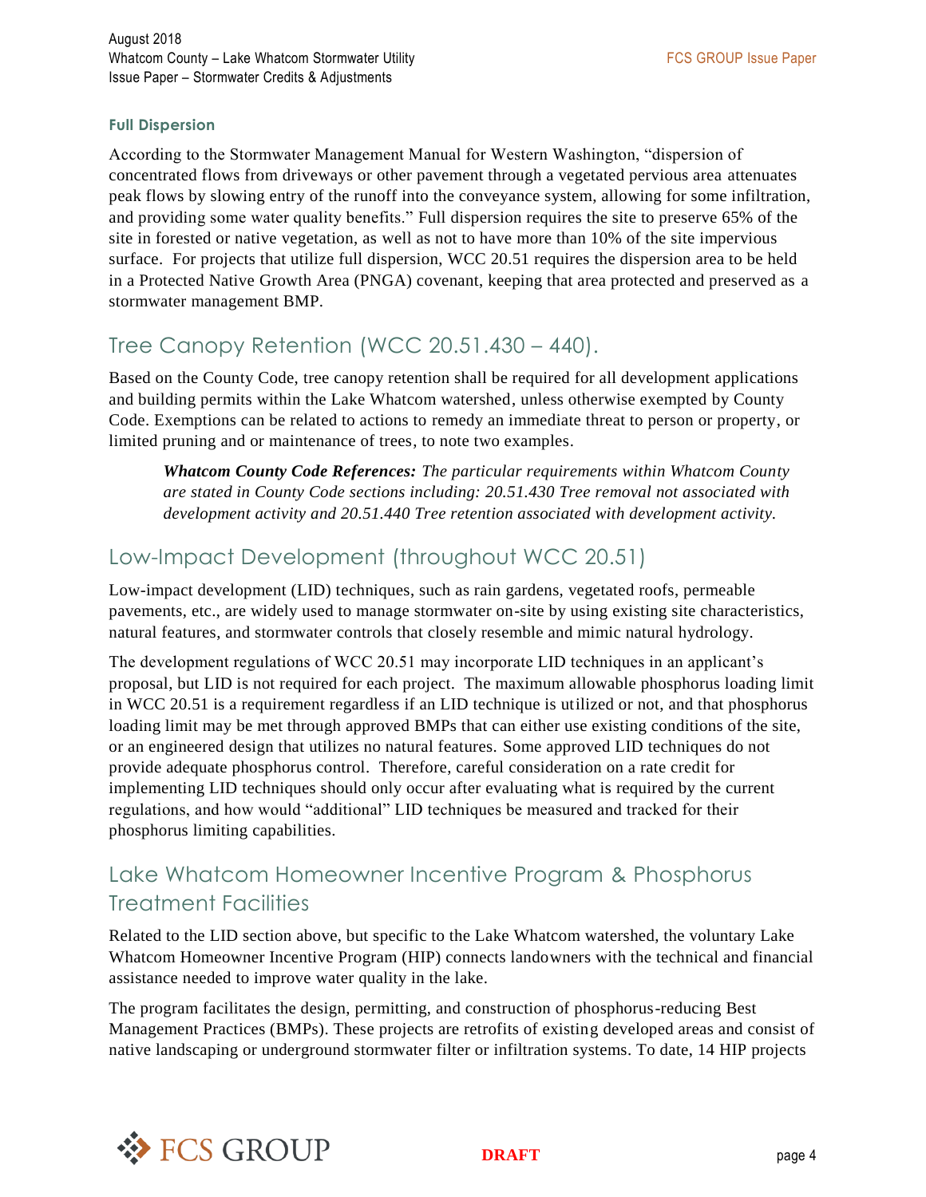### Full Dispersion

According to the Stormwater Management Manual for Western Washington, "dispersion of concentrated flows from driveways or other pavement through a vegetated pervious area attenuates peak flows by slowing entry of the runoff into the conveyance system, allowing for some infiltration, and providing some water quality benefits." Full dispersion requires the site to preserve 65% of the site in forested or native vegetation, as well as not to have more than 10% of the site impervious surface. For projects that utilize full dispersion, WCC 20.51 requires the dispersion area to be held in a Protected Native Growth Area (PNGA) covenant, keeping that area protected and preserved as a stormwater management BMP.

## Tree Canopy Retention (WCC 20.51.430 – 440).

Based on the County Code, tree canopy retention shall be required for all development applications and building permits within the Lake Whatcom watershed, unless otherwise exempted by County Code. Exemptions can be related to actions to remedy an immediate threat to person or property, or limited pruning and or maintenance of trees, to note two examples.

> ***Whatcom County Code References:*** *The particular requirements within Whatcom County are stated in County Code sections including: 20.51.430 Tree removal not associated with development activity and 20.51.440 Tree retention associated with development activity.*

## Low-Impact Development (throughout WCC 20.51)

Low-impact development (LID) techniques, such as rain gardens, vegetated roofs, permeable pavements, etc., are widely used to manage stormwater on-site by using existing site characteristics, natural features, and stormwater controls that closely resemble and mimic natural hydrology.

The development regulations of WCC 20.51 may incorporate LID techniques in an applicant's proposal, but LID is not required for each project. The maximum allowable phosphorus loading limit in WCC 20.51 is a requirement regardless if an LID technique is utilized or not, and that phosphorus loading limit may be met through approved BMPs that can either use existing conditions of the site, or an engineered design that utilizes no natural features. Some approved LID techniques do not provide adequate phosphorus control. Therefore, careful consideration on a rate credit for implementing LID techniques should only occur after evaluating what is required by the current regulations, and how would "additional" LID techniques be measured and tracked for their phosphorus limiting capabilities.

## Lake Whatcom Homeowner Incentive Program & Phosphorus Treatment Facilities

Related to the LID section above, but specific to the Lake Whatcom watershed, the voluntary Lake Whatcom Homeowner Incentive Program (HIP) connects landowners with the technical and financial assistance needed to improve water quality in the lake.

The program facilitates the design, permitting, and construction of phosphorus-reducing Best Management Practices (BMPs). These projects are retrofits of existing developed areas and consist of native landscaping or underground stormwater filter or infiltration systems. To date, 14 HIP projects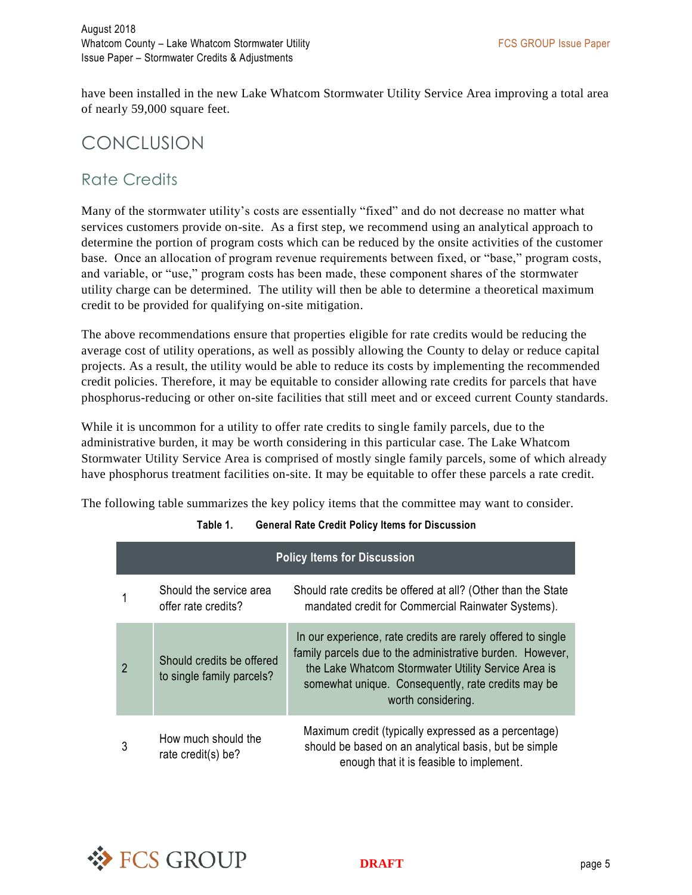have been installed in the new Lake Whatcom Stormwater Utility Service Area improving a total area of nearly 59,000 square feet.

# CONCLUSION

## Rate Credits

Many of the stormwater utility's costs are essentially "fixed" and do not decrease no matter what services customers provide on-site. As a first step, we recommend using an analytical approach to determine the portion of program costs which can be reduced by the onsite activities of the customer base. Once an allocation of program revenue requirements between fixed, or "base," program costs, and variable, or "use," program costs has been made, these component shares of the stormwater utility charge can be determined. The utility will then be able to determine a theoretical maximum credit to be provided for qualifying on-site mitigation.

The above recommendations ensure that properties eligible for rate credits would be reducing the average cost of utility operations, as well as possibly allowing the County to delay or reduce capital projects. As a result, the utility would be able to reduce its costs by implementing the recommended credit policies. Therefore, it may be equitable to consider allowing rate credits for parcels that have phosphorus-reducing or other on-site facilities that still meet and or exceed current County standards.

While it is uncommon for a utility to offer rate credits to single family parcels, due to the administrative burden, it may be worth considering in this particular case. The Lake Whatcom Stormwater Utility Service Area is comprised of mostly single family parcels, some of which already have phosphorus treatment facilities on-site. It may be equitable to offer these parcels a rate credit.

The following table summarizes the key policy items that the committee may want to consider.

**Table 1. General Rate Credit Policy Items for Discussion**

| Policy Items for Discussion | | |
|---|---|---|
| 1 | Should the service area offer rate credits? | Should rate credits be offered at all? (Other than the State mandated credit for Commercial Rainwater Systems). |
| 2 | Should credits be offered to single family parcels? | In our experience, rate credits are rarely offered to single family parcels due to the administrative burden. However, the Lake Whatcom Stormwater Utility Service Area is somewhat unique. Consequently, rate credits may be worth considering. |
| 3 | How much should the rate credit(s) be? | Maximum credit (typically expressed as a percentage) should be based on an analytical basis, but be simple enough that it is feasible to implement. |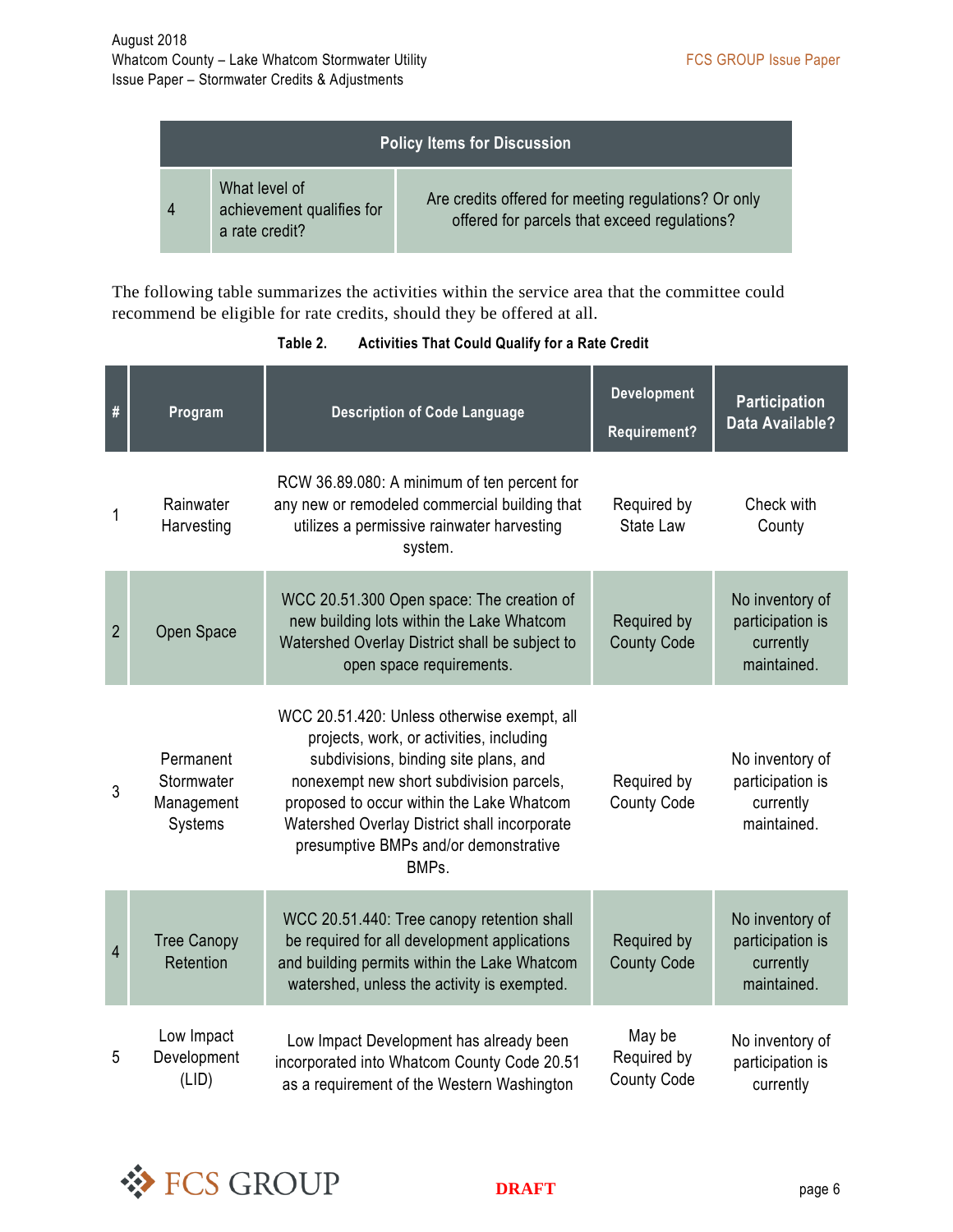| Policy Items for Discussion | | |
|---|---|---|
| 4 | What level of achievement qualifies for a rate credit? | Are credits offered for meeting regulations? Or only offered for parcels that exceed regulations? |

The following table summarizes the activities within the service area that the committee could recommend be eligible for rate credits, should they be offered at all.

**Table 2. Activities That Could Qualify for a Rate Credit**

| # | Program | Description of Code Language | Development Requirement? | Participation Data Available? |
|---|---|---|---|---|
| 1 | Rainwater Harvesting | RCW 36.89.080: A minimum of ten percent for any new or remodeled commercial building that utilizes a permissive rainwater harvesting system. | Required by State Law | Check with County |
| 2 | Open Space | WCC 20.51.300 Open space: The creation of new building lots within the Lake Whatcom Watershed Overlay District shall be subject to open space requirements. | Required by County Code | No inventory of participation is currently maintained. |
| 3 | Permanent Stormwater Management Systems | WCC 20.51.420: Unless otherwise exempt, all projects, work, or activities, including subdivisions, binding site plans, and nonexempt new short subdivision parcels, proposed to occur within the Lake Whatcom Watershed Overlay District shall incorporate presumptive BMPs and/or demonstrative BMPs. | Required by County Code | No inventory of participation is currently maintained. |
| 4 | Tree Canopy Retention | WCC 20.51.440: Tree canopy retention shall be required for all development applications and building permits within the Lake Whatcom watershed, unless the activity is exempted. | Required by County Code | No inventory of participation is currently maintained. |
| 5 | Low Impact Development (LID) | Low Impact Development has already been incorporated into Whatcom County Code 20.51 as a requirement of the Western Washington | May be Required by County Code | No inventory of participation is currently |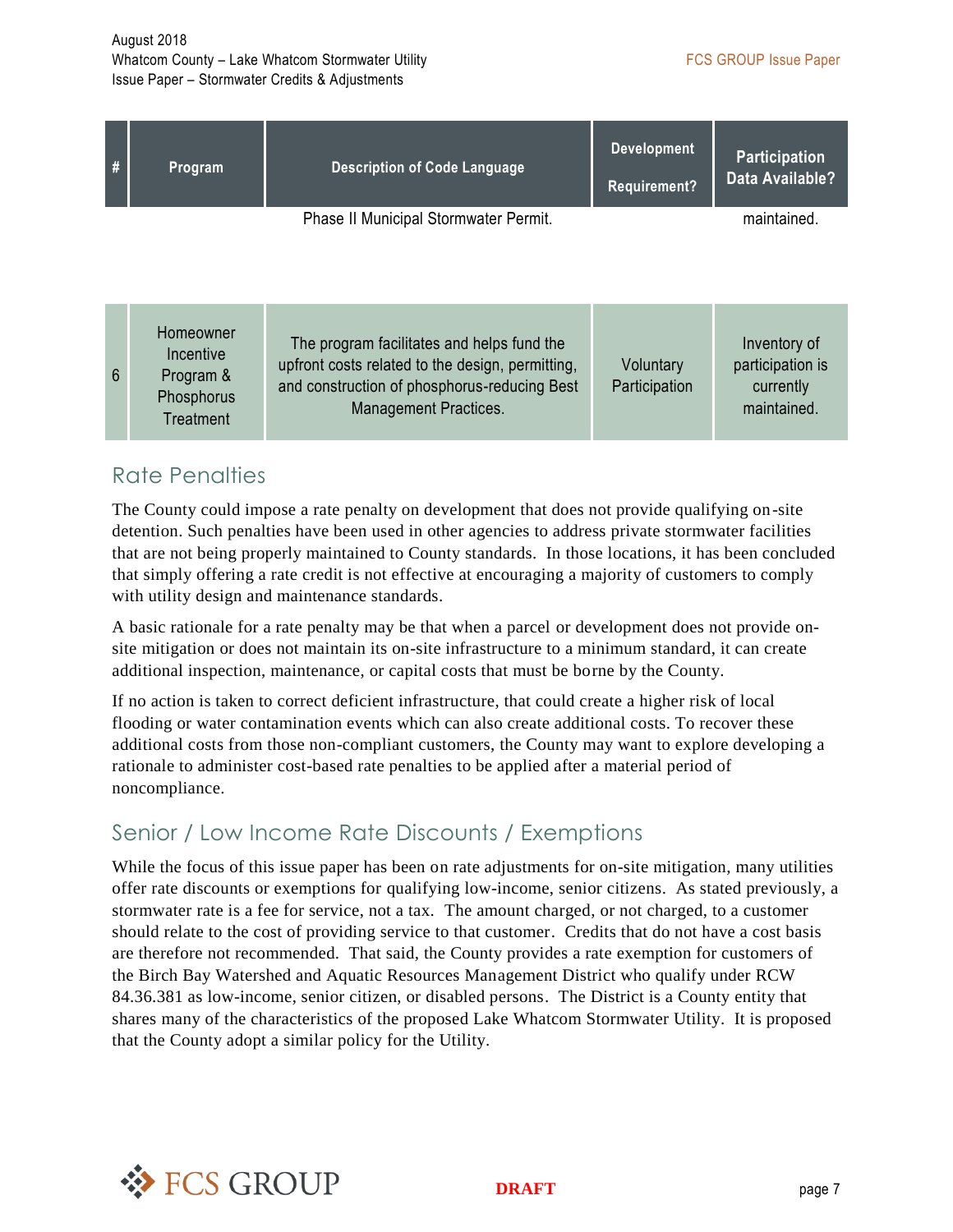| # | Program | Description of Code Language | Development Requirement? | Participation Data Available? |
|---|---|---|---|---|
| | | Phase II Municipal Stormwater Permit. | | maintained. |
| 6 | Homeowner Incentive Program & Phosphorus Treatment | The program facilitates and helps fund the upfront costs related to the design, permitting, and construction of phosphorus-reducing Best Management Practices. | Voluntary Participation | Inventory of participation is currently maintained. |

## Rate Penalties

The County could impose a rate penalty on development that does not provide qualifying on-site detention. Such penalties have been used in other agencies to address private stormwater facilities that are not being properly maintained to County standards. In those locations, it has been concluded that simply offering a rate credit is not effective at encouraging a majority of customers to comply with utility design and maintenance standards.

A basic rationale for a rate penalty may be that when a parcel or development does not provide on-site mitigation or does not maintain its on-site infrastructure to a minimum standard, it can create additional inspection, maintenance, or capital costs that must be borne by the County.

If no action is taken to correct deficient infrastructure, that could create a higher risk of local flooding or water contamination events which can also create additional costs. To recover these additional costs from those non-compliant customers, the County may want to explore developing a rationale to administer cost-based rate penalties to be applied after a material period of noncompliance.

## Senior / Low Income Rate Discounts / Exemptions

While the focus of this issue paper has been on rate adjustments for on-site mitigation, many utilities offer rate discounts or exemptions for qualifying low-income, senior citizens. As stated previously, a stormwater rate is a fee for service, not a tax. The amount charged, or not charged, to a customer should relate to the cost of providing service to that customer. Credits that do not have a cost basis are therefore not recommended. That said, the County provides a rate exemption for customers of the Birch Bay Watershed and Aquatic Resources Management District who qualify under RCW 84.36.381 as low-income, senior citizen, or disabled persons. The District is a County entity that shares many of the characteristics of the proposed Lake Whatcom Stormwater Utility. It is proposed that the County adopt a similar policy for the Utility.

DRAFT